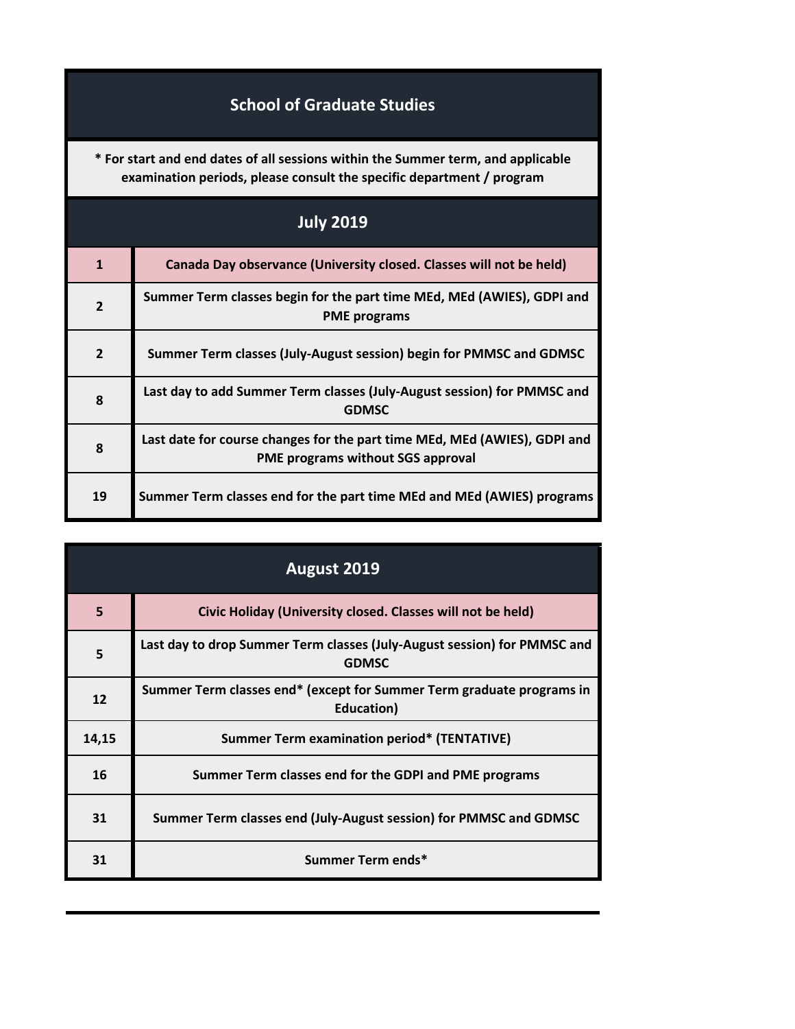# School of Graduate Studies

**\* For start and end dates of all sessions within the Summer term, and applicable examination periods, please consult the specific department / program**

## July 2019

| Date | Event |
| --- | --- |
| 1 | Canada Day observance (University closed. Classes will not be held) |
| 2 | Summer Term classes begin for the part time MEd, MEd (AWIES), GDPI and PME programs |
| 2 | Summer Term classes (July-August session) begin for PMMSC and GDMSC |
| 8 | Last day to add Summer Term classes (July-August session) for PMMSC and GDMSC |
| 8 | Last date for course changes for the part time MEd, MEd (AWIES), GDPI and PME programs without SGS approval |
| 19 | Summer Term classes end for the part time MEd and MEd (AWIES) programs |

## August 2019

| Date | Event |
| --- | --- |
| 5 | Civic Holiday (University closed. Classes will not be held) |
| 5 | Last day to drop Summer Term classes (July-August session) for PMMSC and GDMSC |
| 12 | Summer Term classes end* (except for Summer Term graduate programs in Education) |
| 14,15 | Summer Term examination period* (TENTATIVE) |
| 16 | Summer Term classes end for the GDPI and PME programs |
| 31 | Summer Term classes end (July-August session) for PMMSC and GDMSC |
| 31 | Summer Term ends* |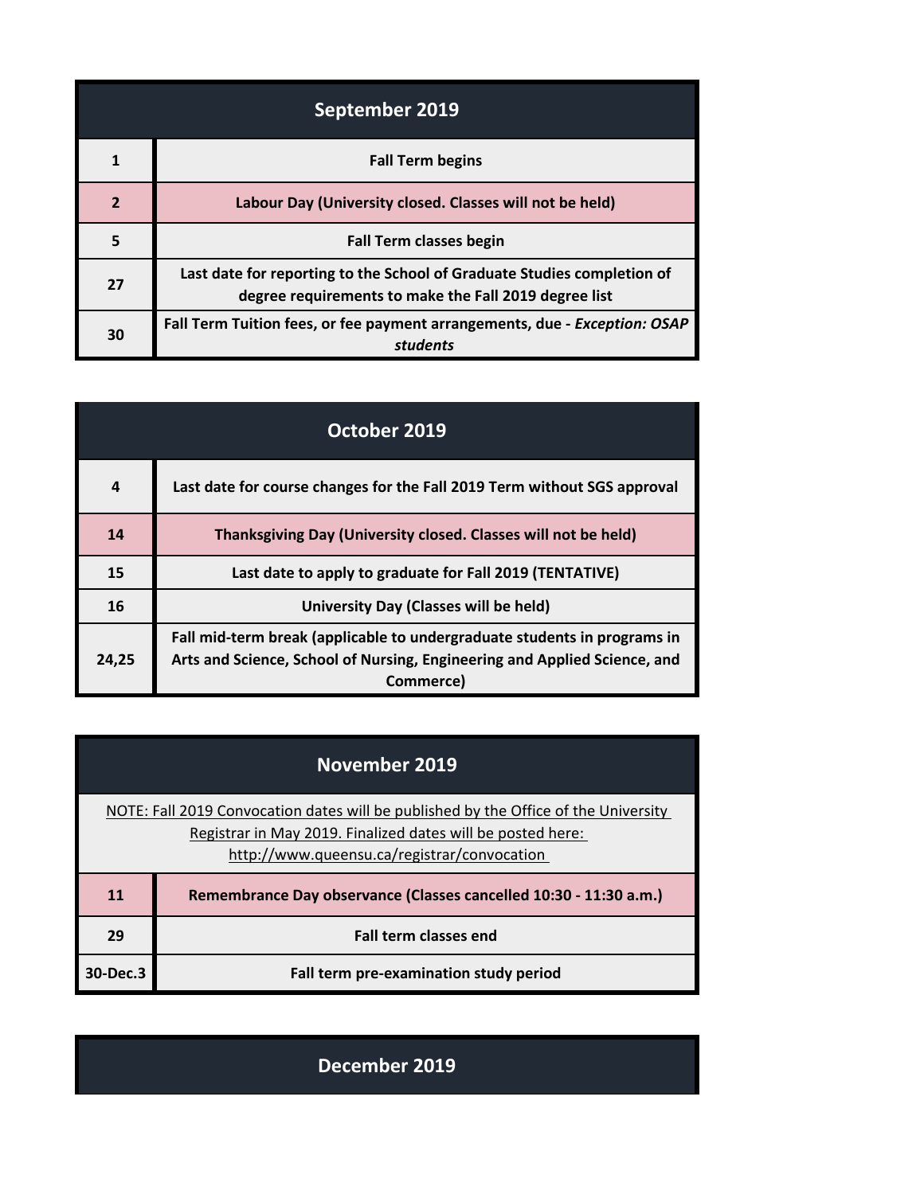| September 2019 | |
|---|---|
| 1 | **Fall Term begins** |
| 2 | **Labour Day (University closed. Classes will not be held)** |
| 5 | **Fall Term classes begin** |
| 27 | **Last date for reporting to the School of Graduate Studies completion of degree requirements to make the Fall 2019 degree list** |
| 30 | **Fall Term Tuition fees, or fee payment arrangements, due - *Exception: OSAP students*** |

| October 2019 | |
|---|---|
| 4 | **Last date for course changes for the Fall 2019 Term without SGS approval** |
| 14 | **Thanksgiving Day (University closed. Classes will not be held)** |
| 15 | **Last date to apply to graduate for Fall 2019 (TENTATIVE)** |
| 16 | **University Day (Classes will be held)** |
| 24,25 | **Fall mid-term break (applicable to undergraduate students in programs in Arts and Science, School of Nursing, Engineering and Applied Science, and Commerce)** |

| November 2019 | |
|---|---|
| NOTE: Fall 2019 Convocation dates will be published by the Office of the University Registrar in May 2019. Finalized dates will be posted here: http://www.queensu.ca/registrar/convocation | |
| 11 | **Remembrance Day observance (Classes cancelled 10:30 - 11:30 a.m.)** |
| 29 | **Fall term classes end** |
| 30-Dec.3 | **Fall term pre-examination study period** |

| December 2019 |
|---|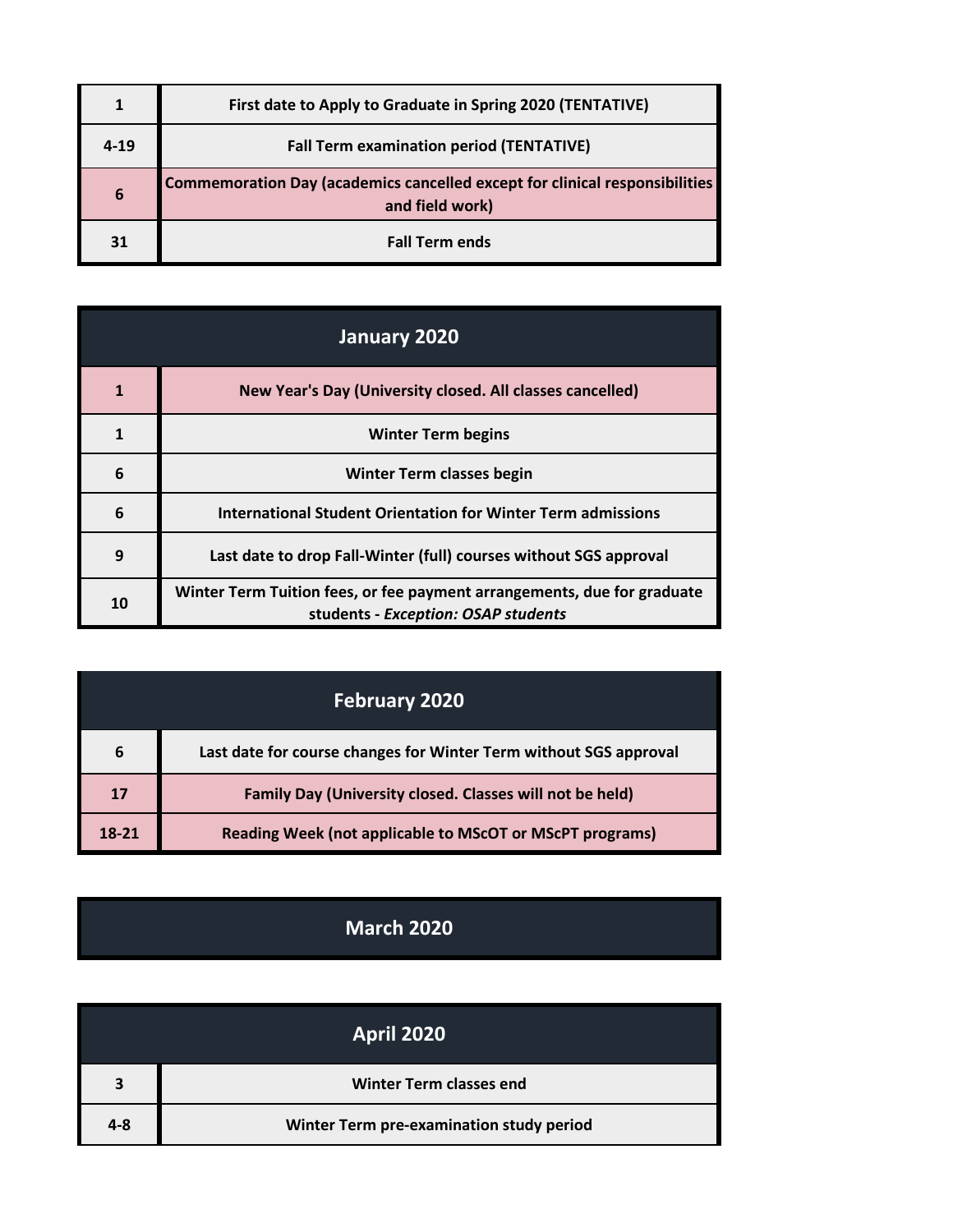| | |
|---|---|
| 1 | First date to Apply to Graduate in Spring 2020 (TENTATIVE) |
| 4-19 | Fall Term examination period (TENTATIVE) |
| 6 | Commemoration Day (academics cancelled except for clinical responsibilities and field work) |
| 31 | Fall Term ends |

## January 2020

| | |
|---|---|
| 1 | New Year's Day (University closed. All classes cancelled) |
| 1 | Winter Term begins |
| 6 | Winter Term classes begin |
| 6 | International Student Orientation for Winter Term admissions |
| 9 | Last date to drop Fall-Winter (full) courses without SGS approval |
| 10 | Winter Term Tuition fees, or fee payment arrangements, due for graduate students - *Exception: OSAP students* |

## February 2020

| | |
|---|---|
| 6 | Last date for course changes for Winter Term without SGS approval |
| 17 | Family Day (University closed. Classes will not be held) |
| 18-21 | Reading Week (not applicable to MScOT or MScPT programs) |

## March 2020

## April 2020

| | |
|---|---|
| 3 | Winter Term classes end |
| 4-8 | Winter Term pre-examination study period |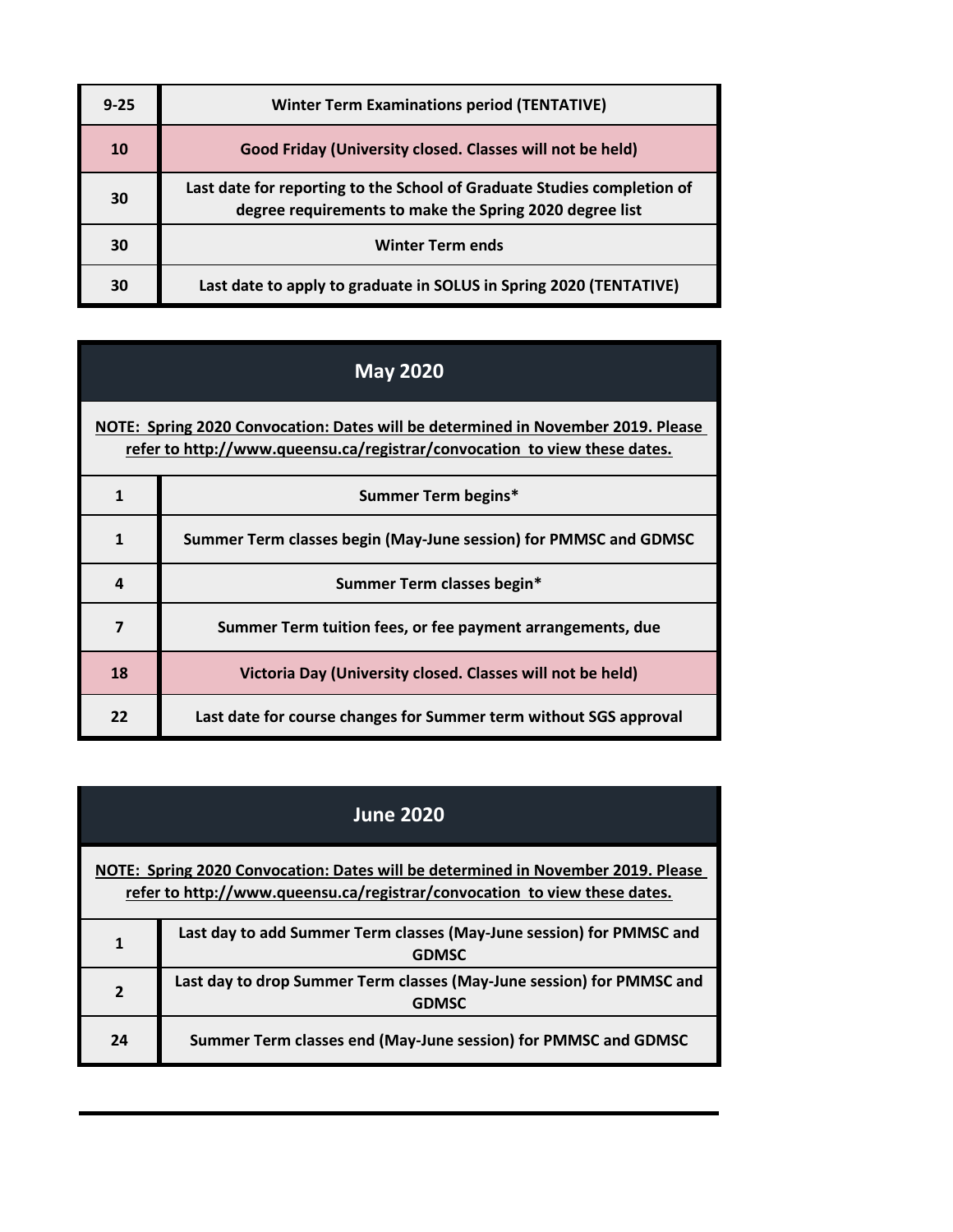| | |
|---|---|
| 9-25 | Winter Term Examinations period (TENTATIVE) |
| 10 | Good Friday (University closed. Classes will not be held) |
| 30 | Last date for reporting to the School of Graduate Studies completion of degree requirements to make the Spring 2020 degree list |
| 30 | Winter Term ends |
| 30 | Last date to apply to graduate in SOLUS in Spring 2020 (TENTATIVE) |

## May 2020

**NOTE: Spring 2020 Convocation: Dates will be determined in November 2019. Please refer to http://www.queensu.ca/registrar/convocation to view these dates.**

| | |
|---|---|
| 1 | Summer Term begins* |
| 1 | Summer Term classes begin (May-June session) for PMMSC and GDMSC |
| 4 | Summer Term classes begin* |
| 7 | Summer Term tuition fees, or fee payment arrangements, due |
| 18 | Victoria Day (University closed. Classes will not be held) |
| 22 | Last date for course changes for Summer term without SGS approval |

## June 2020

**NOTE: Spring 2020 Convocation: Dates will be determined in November 2019. Please refer to http://www.queensu.ca/registrar/convocation to view these dates.**

| | |
|---|---|
| 1 | Last day to add Summer Term classes (May-June session) for PMMSC and GDMSC |
| 2 | Last day to drop Summer Term classes (May-June session) for PMMSC and GDMSC |
| 24 | Summer Term classes end (May-June session) for PMMSC and GDMSC |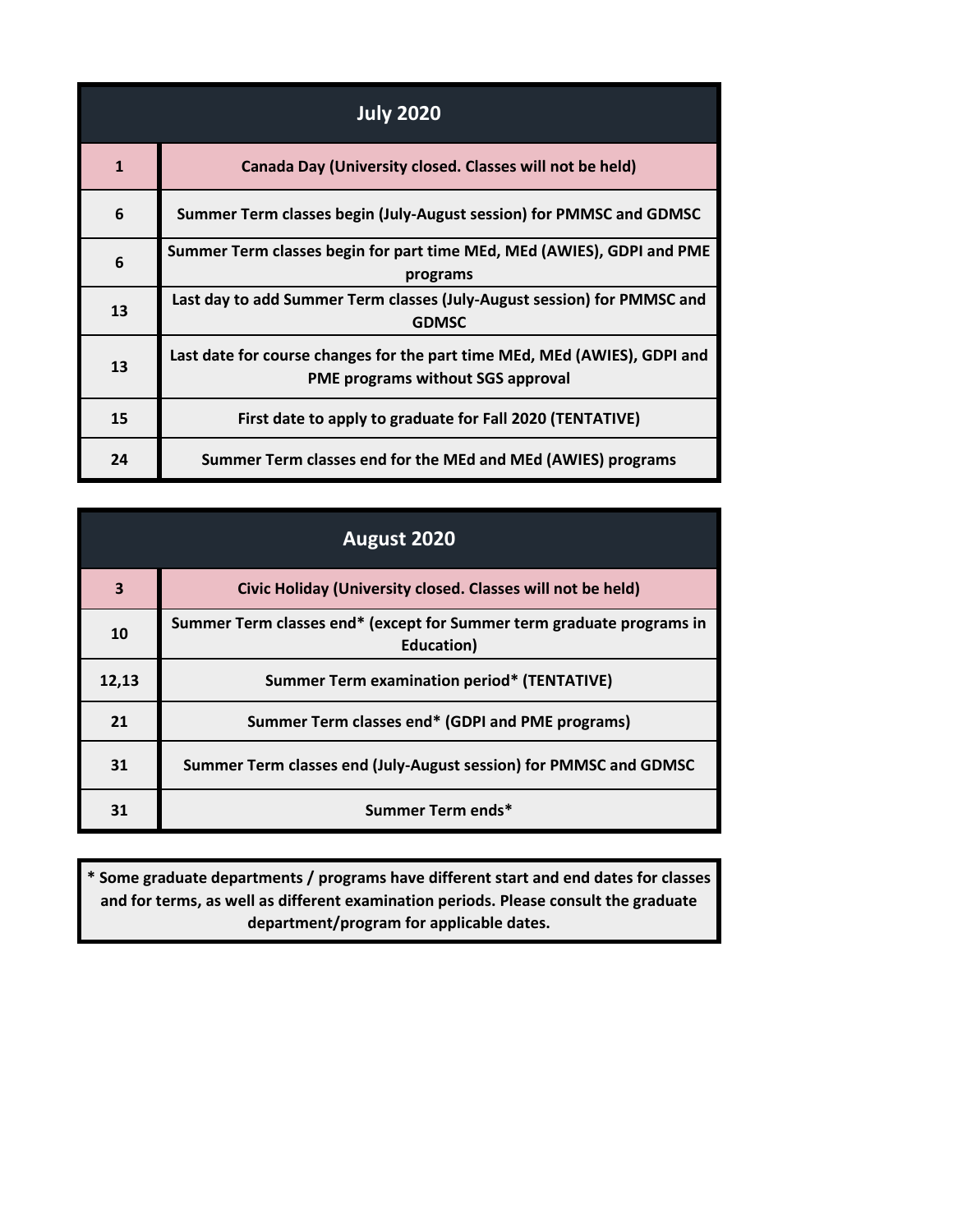| July 2020 | |
|---|---|
| 1 | Canada Day (University closed. Classes will not be held) |
| 6 | Summer Term classes begin (July-August session) for PMMSC and GDMSC |
| 6 | Summer Term classes begin for part time MEd, MEd (AWIES), GDPI and PME programs |
| 13 | Last day to add Summer Term classes (July-August session) for PMMSC and GDMSC |
| 13 | Last date for course changes for the part time MEd, MEd (AWIES), GDPI and PME programs without SGS approval |
| 15 | First date to apply to graduate for Fall 2020 (TENTATIVE) |
| 24 | Summer Term classes end for the MEd and MEd (AWIES) programs |

| August 2020 | |
|---|---|
| 3 | Civic Holiday (University closed. Classes will not be held) |
| 10 | Summer Term classes end* (except for Summer term graduate programs in Education) |
| 12,13 | Summer Term examination period* (TENTATIVE) |
| 21 | Summer Term classes end* (GDPI and PME programs) |
| 31 | Summer Term classes end (July-August session) for PMMSC and GDMSC |
| 31 | Summer Term ends* |

**\* Some graduate departments / programs have different start and end dates for classes and for terms, as well as different examination periods. Please consult the graduate department/program for applicable dates.**